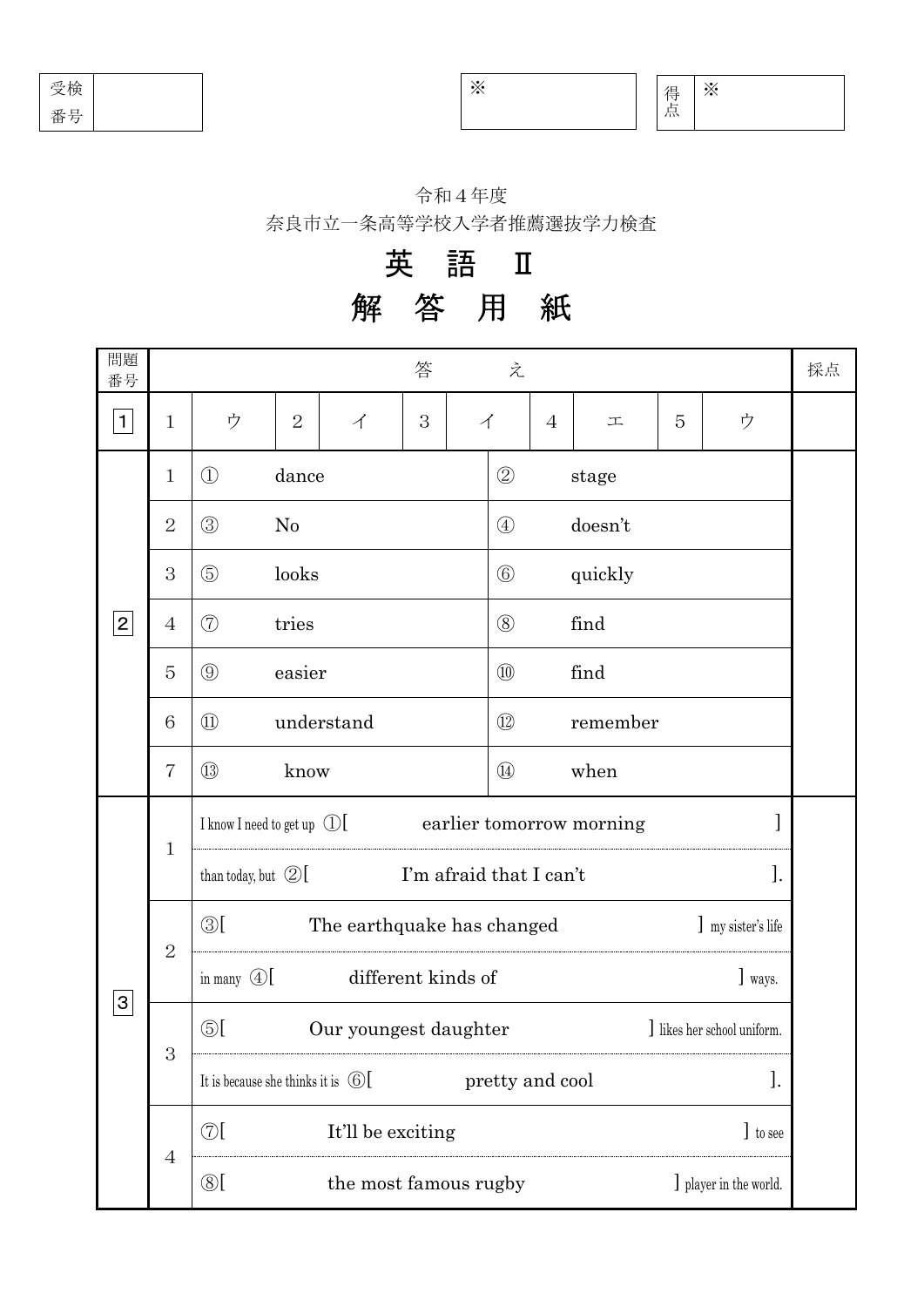| 受検番号 | |
|---|---|

| ※ |
|---|

| 得点 | ※ |
|---|---|

令和４年度

奈良市立一条高等学校入学者推薦選抜学力検査

# 英　語　Ⅱ

# 解　答　用　紙

| 問題番号 | | 答　　え | | | | | | | | | 採点 |
|---|---|---|---|---|---|---|---|---|---|---|---|
| 1 | 1 | ウ | 2 | イ | 3 | イ | 4 | エ | 5 | ウ | |

| 問題番号 | | 答　　え | | 採点 |
|---|---|---|---|---|
| 2 | 1 | ① dance | ② stage | |
| | 2 | ③ No | ④ doesn't | |
| | 3 | ⑤ looks | ⑥ quickly | |
| | 4 | ⑦ tries | ⑧ find | |
| | 5 | ⑨ easier | ⑩ find | |
| | 6 | ⑪ understand | ⑫ remember | |
| | 7 | ⑬ know | ⑭ when | |

| 問題番号 | | 答　　え | 採点 |
|---|---|---|---|
| 3 | 1 | I know I need to get up ①[ earlier tomorrow morning ] | |
| | | than today, but ②[ I'm afraid that I can't ]. | |
| | 2 | ③[ The earthquake has changed ] my sister's life | |
| | | in many ④[ different kinds of ] ways. | |
| | 3 | ⑤[ Our youngest daughter ] likes her school uniform. | |
| | | It is because she thinks it is ⑥[ pretty and cool ]. | |
| | 4 | ⑦[ It'll be exciting ] to see | |
| | | ⑧[ the most famous rugby ] player in the world. | |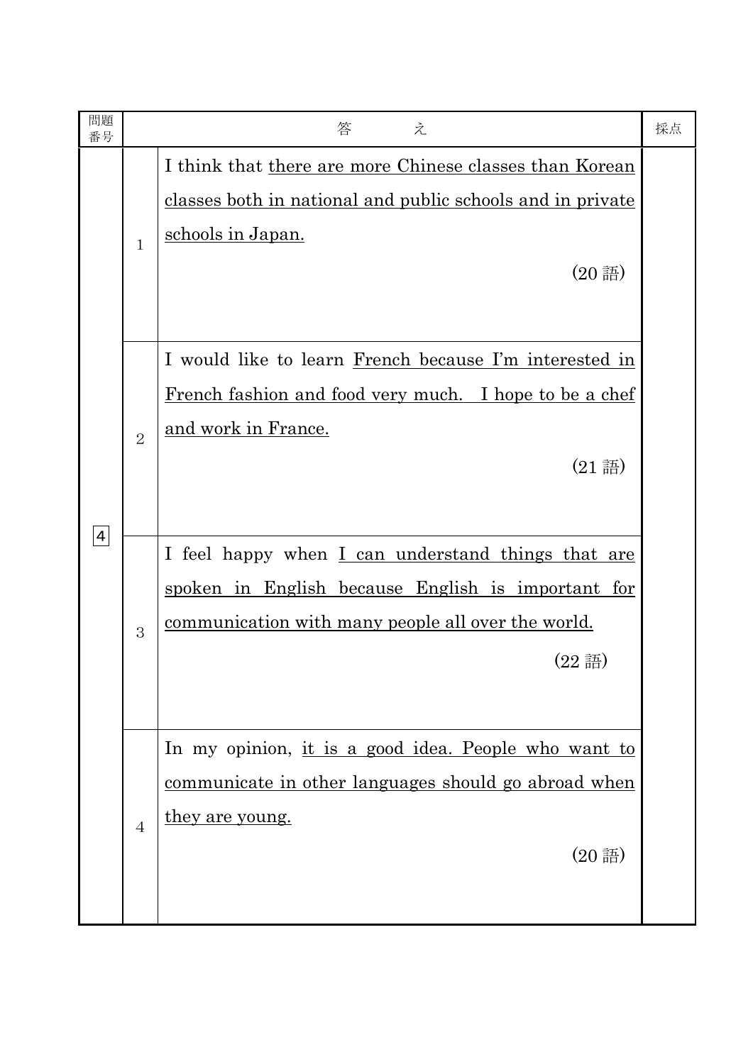| 問題番号 | | 答　　え | 採点 |
|---|---|---|---|
| 4 | 1 | I think that there are more Chinese classes than Korean classes both in national and public schools and in private schools in Japan.<br>(20 語) | |
| | 2 | I would like to learn French because I'm interested in French fashion and food very much.  I hope to be a chef and work in France.<br>(21 語) | |
| | 3 | I feel happy when I can understand things that are spoken in English because English is important for communication with many people all over the world.<br>(22 語) | |
| | 4 | In my opinion, it is a good idea. People who want to communicate in other languages should go abroad when they are young.<br>(20 語) | |